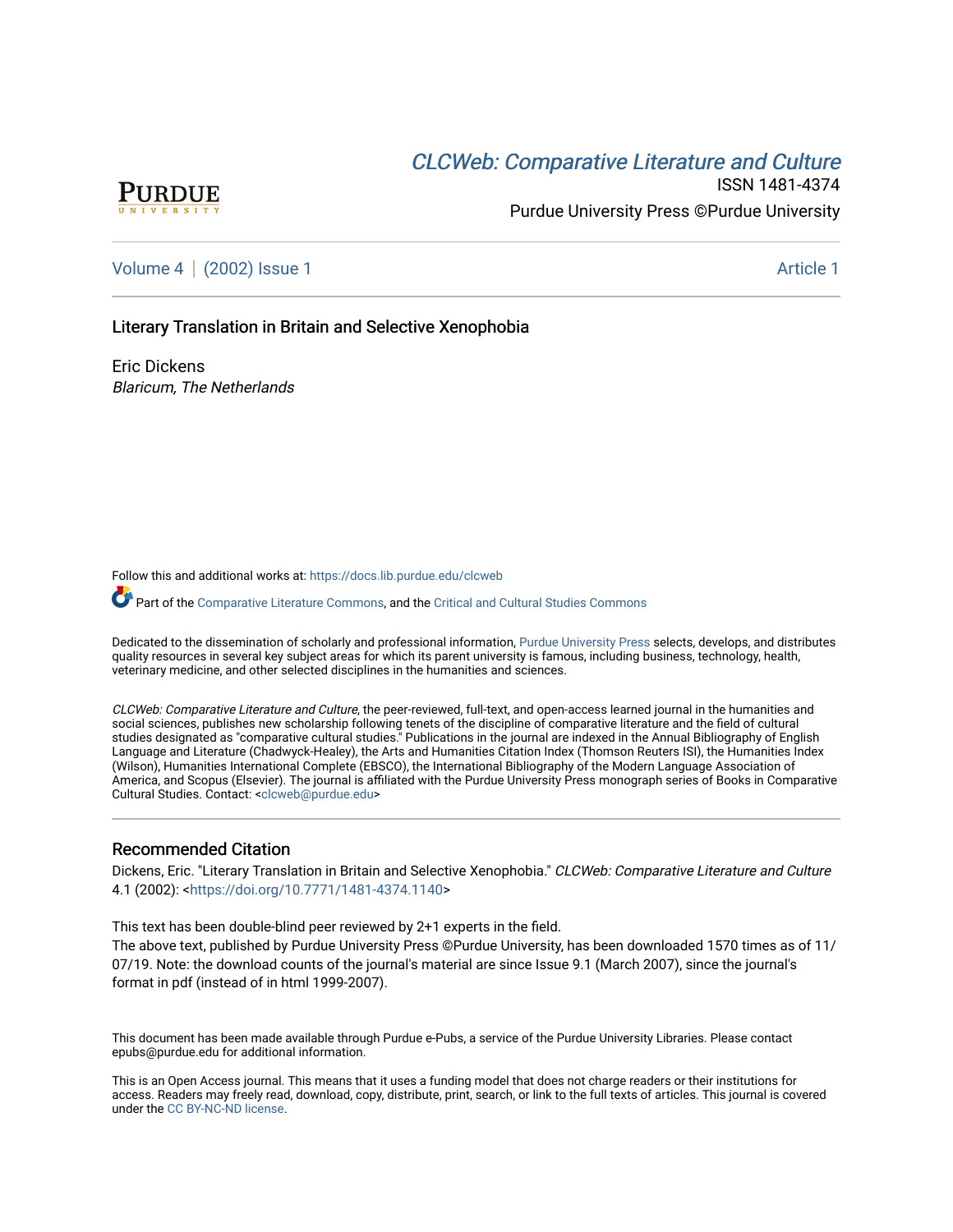[CLCWeb: Comparative Literature and Culture](https://docs.lib.purdue.edu/clcweb)

ISSN 1481-4374

Purdue University Press ©Purdue University

Volume 4 | (2002) Issue 1 — Article 1

# Literary Translation in Britain and Selective Xenophobia

Eric Dickens
*Blaricum, The Netherlands*

Follow this and additional works at: https://docs.lib.purdue.edu/clcweb

Part of the Comparative Literature Commons, and the Critical and Cultural Studies Commons

Dedicated to the dissemination of scholarly and professional information, Purdue University Press selects, develops, and distributes quality resources in several key subject areas for which its parent university is famous, including business, technology, health, veterinary medicine, and other selected disciplines in the humanities and sciences.

*CLCWeb: Comparative Literature and Culture*, the peer-reviewed, full-text, and open-access learned journal in the humanities and social sciences, publishes new scholarship following tenets of the discipline of comparative literature and the field of cultural studies designated as "comparative cultural studies." Publications in the journal are indexed in the Annual Bibliography of English Language and Literature (Chadwyck-Healey), the Arts and Humanities Citation Index (Thomson Reuters ISI), the Humanities Index (Wilson), Humanities International Complete (EBSCO), the International Bibliography of the Modern Language Association of America, and Scopus (Elsevier). The journal is affiliated with the Purdue University Press monograph series of Books in Comparative Cultural Studies. Contact: <clcweb@purdue.edu>

## Recommended Citation

Dickens, Eric. "Literary Translation in Britain and Selective Xenophobia." *CLCWeb: Comparative Literature and Culture* 4.1 (2002): <https://doi.org/10.7771/1481-4374.1140>

This text has been double-blind peer reviewed by 2+1 experts in the field.
The above text, published by Purdue University Press ©Purdue University, has been downloaded 1570 times as of 11/07/19. Note: the download counts of the journal's material are since Issue 9.1 (March 2007), since the journal's format in pdf (instead of in html 1999-2007).

This document has been made available through Purdue e-Pubs, a service of the Purdue University Libraries. Please contact epubs@purdue.edu for additional information.

This is an Open Access journal. This means that it uses a funding model that does not charge readers or their institutions for access. Readers may freely read, download, copy, distribute, print, search, or link to the full texts of articles. This journal is covered under the CC BY-NC-ND license.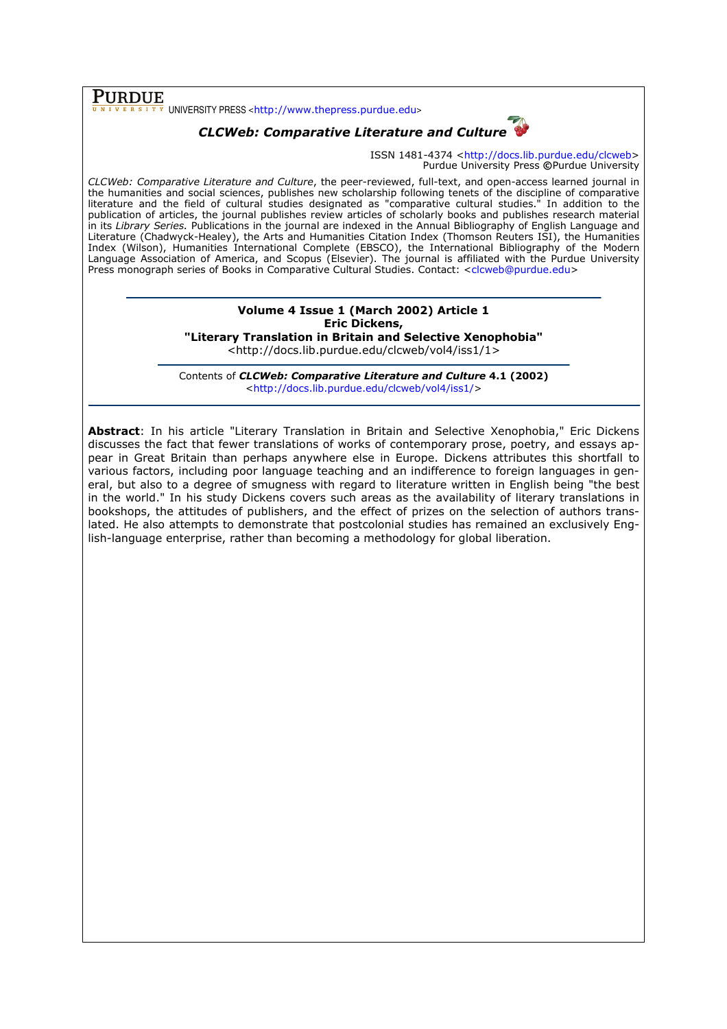**PURDUE** UNIVERSITY PRESS <http://www.thepress.purdue.edu>

***CLCWeb: Comparative Literature and Culture***

ISSN 1481-4374 <http://docs.lib.purdue.edu/clcweb>
Purdue University Press ©Purdue University

*CLCWeb: Comparative Literature and Culture*, the peer-reviewed, full-text, and open-access learned journal in the humanities and social sciences, publishes new scholarship following tenets of the discipline of comparative literature and the field of cultural studies designated as "comparative cultural studies." In addition to the publication of articles, the journal publishes review articles of scholarly books and publishes research material in its *Library Series.* Publications in the journal are indexed in the Annual Bibliography of English Language and Literature (Chadwyck-Healey), the Arts and Humanities Citation Index (Thomson Reuters ISI), the Humanities Index (Wilson), Humanities International Complete (EBSCO), the International Bibliography of the Modern Language Association of America, and Scopus (Elsevier). The journal is affiliated with the Purdue University Press monograph series of Books in Comparative Cultural Studies. Contact: <clcweb@purdue.edu>

---

**Volume 4 Issue 1 (March 2002) Article 1**
**Eric Dickens,**
**"Literary Translation in Britain and Selective Xenophobia"**
<http://docs.lib.purdue.edu/clcweb/vol4/iss1/1>

---

Contents of ***CLCWeb: Comparative Literature and Culture* 4.1 (2002)**
<http://docs.lib.purdue.edu/clcweb/vol4/iss1/>

---

**Abstract**: In his article "Literary Translation in Britain and Selective Xenophobia," Eric Dickens discusses the fact that fewer translations of works of contemporary prose, poetry, and essays appear in Great Britain than perhaps anywhere else in Europe. Dickens attributes this shortfall to various factors, including poor language teaching and an indifference to foreign languages in general, but also to a degree of smugness with regard to literature written in English being "the best in the world." In his study Dickens covers such areas as the availability of literary translations in bookshops, the attitudes of publishers, and the effect of prizes on the selection of authors translated. He also attempts to demonstrate that postcolonial studies has remained an exclusively English-language enterprise, rather than becoming a methodology for global liberation.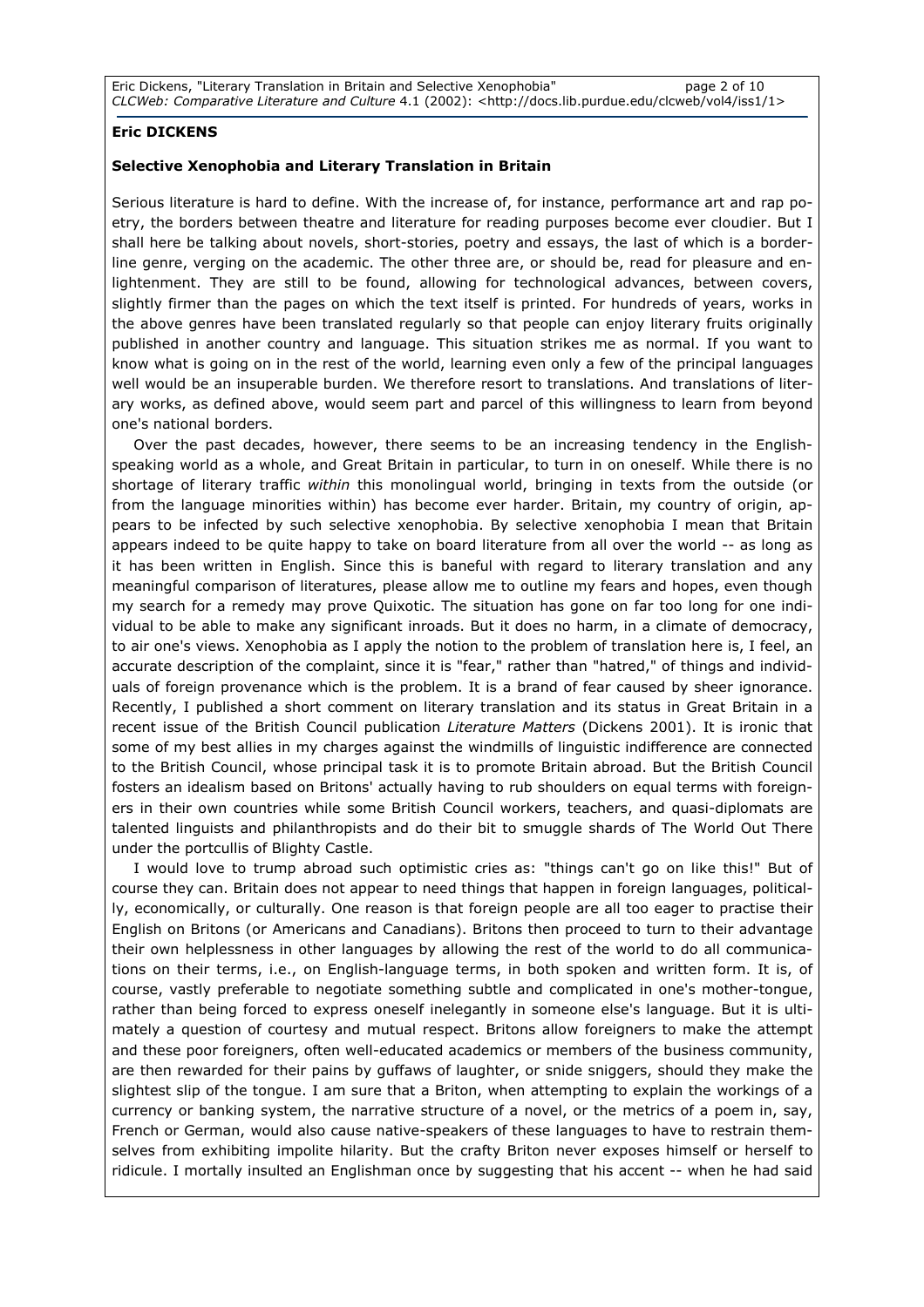**Eric DICKENS**

**Selective Xenophobia and Literary Translation in Britain**

Serious literature is hard to define. With the increase of, for instance, performance art and rap poetry, the borders between theatre and literature for reading purposes become ever cloudier. But I shall here be talking about novels, short-stories, poetry and essays, the last of which is a borderline genre, verging on the academic. The other three are, or should be, read for pleasure and enlightenment. They are still to be found, allowing for technological advances, between covers, slightly firmer than the pages on which the text itself is printed. For hundreds of years, works in the above genres have been translated regularly so that people can enjoy literary fruits originally published in another country and language. This situation strikes me as normal. If you want to know what is going on in the rest of the world, learning even only a few of the principal languages well would be an insuperable burden. We therefore resort to translations. And translations of literary works, as defined above, would seem part and parcel of this willingness to learn from beyond one's national borders.

Over the past decades, however, there seems to be an increasing tendency in the English-speaking world as a whole, and Great Britain in particular, to turn in on oneself. While there is no shortage of literary traffic *within* this monolingual world, bringing in texts from the outside (or from the language minorities within) has become ever harder. Britain, my country of origin, appears to be infected by such selective xenophobia. By selective xenophobia I mean that Britain appears indeed to be quite happy to take on board literature from all over the world -- as long as it has been written in English. Since this is baneful with regard to literary translation and any meaningful comparison of literatures, please allow me to outline my fears and hopes, even though my search for a remedy may prove Quixotic. The situation has gone on far too long for one individual to be able to make any significant inroads. But it does no harm, in a climate of democracy, to air one's views. Xenophobia as I apply the notion to the problem of translation here is, I feel, an accurate description of the complaint, since it is "fear," rather than "hatred," of things and individuals of foreign provenance which is the problem. It is a brand of fear caused by sheer ignorance. Recently, I published a short comment on literary translation and its status in Great Britain in a recent issue of the British Council publication *Literature Matters* (Dickens 2001). It is ironic that some of my best allies in my charges against the windmills of linguistic indifference are connected to the British Council, whose principal task it is to promote Britain abroad. But the British Council fosters an idealism based on Britons' actually having to rub shoulders on equal terms with foreigners in their own countries while some British Council workers, teachers, and quasi-diplomats are talented linguists and philanthropists and do their bit to smuggle shards of The World Out There under the portcullis of Blighty Castle.

I would love to trump abroad such optimistic cries as: "things can't go on like this!" But of course they can. Britain does not appear to need things that happen in foreign languages, politically, economically, or culturally. One reason is that foreign people are all too eager to practise their English on Britons (or Americans and Canadians). Britons then proceed to turn to their advantage their own helplessness in other languages by allowing the rest of the world to do all communications on their terms, i.e., on English-language terms, in both spoken and written form. It is, of course, vastly preferable to negotiate something subtle and complicated in one's mother-tongue, rather than being forced to express oneself inelegantly in someone else's language. But it is ultimately a question of courtesy and mutual respect. Britons allow foreigners to make the attempt and these poor foreigners, often well-educated academics or members of the business community, are then rewarded for their pains by guffaws of laughter, or snide sniggers, should they make the slightest slip of the tongue. I am sure that a Briton, when attempting to explain the workings of a currency or banking system, the narrative structure of a novel, or the metrics of a poem in, say, French or German, would also cause native-speakers of these languages to have to restrain themselves from exhibiting impolite hilarity. But the crafty Briton never exposes himself or herself to ridicule. I mortally insulted an Englishman once by suggesting that his accent -- when he had said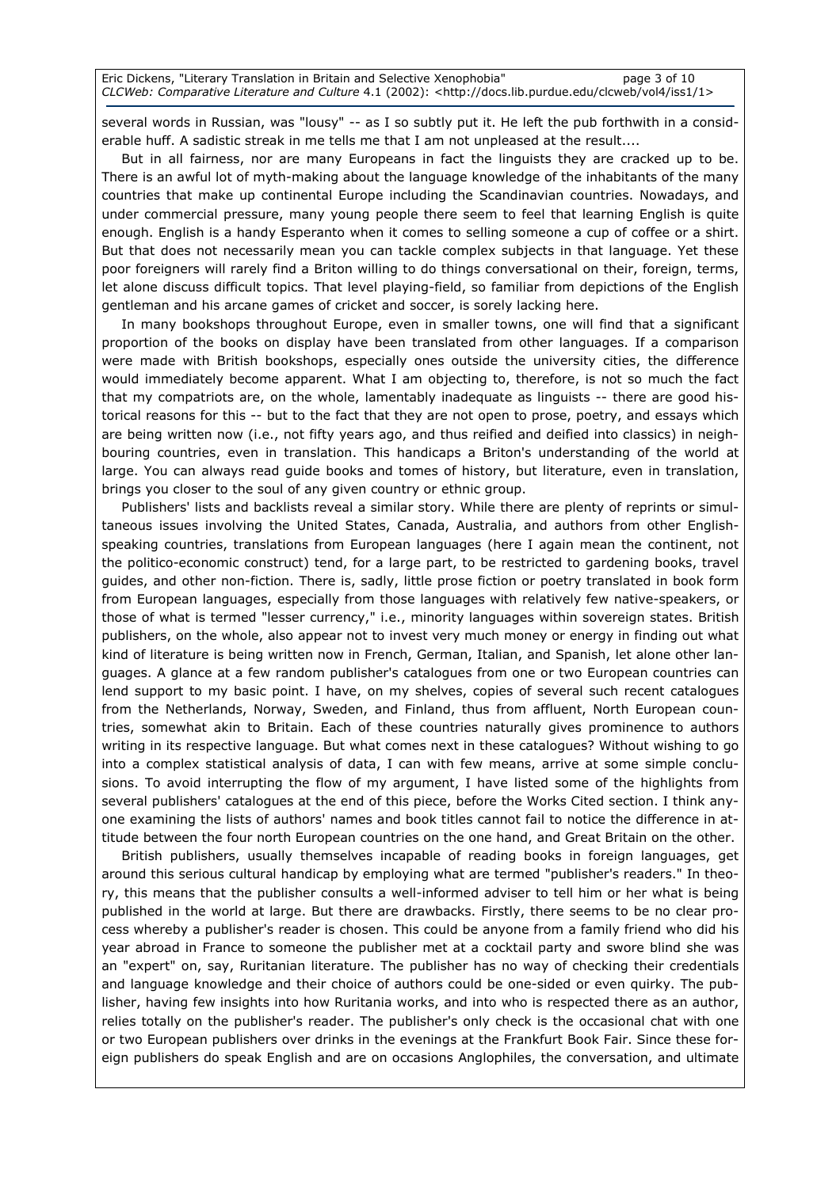several words in Russian, was "lousy" -- as I so subtly put it. He left the pub forthwith in a considerable huff. A sadistic streak in me tells me that I am not unpleased at the result....

But in all fairness, nor are many Europeans in fact the linguists they are cracked up to be. There is an awful lot of myth-making about the language knowledge of the inhabitants of the many countries that make up continental Europe including the Scandinavian countries. Nowadays, and under commercial pressure, many young people there seem to feel that learning English is quite enough. English is a handy Esperanto when it comes to selling someone a cup of coffee or a shirt. But that does not necessarily mean you can tackle complex subjects in that language. Yet these poor foreigners will rarely find a Briton willing to do things conversational on their, foreign, terms, let alone discuss difficult topics. That level playing-field, so familiar from depictions of the English gentleman and his arcane games of cricket and soccer, is sorely lacking here.

In many bookshops throughout Europe, even in smaller towns, one will find that a significant proportion of the books on display have been translated from other languages. If a comparison were made with British bookshops, especially ones outside the university cities, the difference would immediately become apparent. What I am objecting to, therefore, is not so much the fact that my compatriots are, on the whole, lamentably inadequate as linguists -- there are good historical reasons for this -- but to the fact that they are not open to prose, poetry, and essays which are being written now (i.e., not fifty years ago, and thus reified and deified into classics) in neighbouring countries, even in translation. This handicaps a Briton's understanding of the world at large. You can always read guide books and tomes of history, but literature, even in translation, brings you closer to the soul of any given country or ethnic group.

Publishers' lists and backlists reveal a similar story. While there are plenty of reprints or simultaneous issues involving the United States, Canada, Australia, and authors from other English-speaking countries, translations from European languages (here I again mean the continent, not the politico-economic construct) tend, for a large part, to be restricted to gardening books, travel guides, and other non-fiction. There is, sadly, little prose fiction or poetry translated in book form from European languages, especially from those languages with relatively few native-speakers, or those of what is termed "lesser currency," i.e., minority languages within sovereign states. British publishers, on the whole, also appear not to invest very much money or energy in finding out what kind of literature is being written now in French, German, Italian, and Spanish, let alone other languages. A glance at a few random publisher's catalogues from one or two European countries can lend support to my basic point. I have, on my shelves, copies of several such recent catalogues from the Netherlands, Norway, Sweden, and Finland, thus from affluent, North European countries, somewhat akin to Britain. Each of these countries naturally gives prominence to authors writing in its respective language. But what comes next in these catalogues? Without wishing to go into a complex statistical analysis of data, I can with few means, arrive at some simple conclusions. To avoid interrupting the flow of my argument, I have listed some of the highlights from several publishers' catalogues at the end of this piece, before the Works Cited section. I think anyone examining the lists of authors' names and book titles cannot fail to notice the difference in attitude between the four north European countries on the one hand, and Great Britain on the other.

British publishers, usually themselves incapable of reading books in foreign languages, get around this serious cultural handicap by employing what are termed "publisher's readers." In theory, this means that the publisher consults a well-informed adviser to tell him or her what is being published in the world at large. But there are drawbacks. Firstly, there seems to be no clear process whereby a publisher's reader is chosen. This could be anyone from a family friend who did his year abroad in France to someone the publisher met at a cocktail party and swore blind she was an "expert" on, say, Ruritanian literature. The publisher has no way of checking their credentials and language knowledge and their choice of authors could be one-sided or even quirky. The publisher, having few insights into how Ruritania works, and into who is respected there as an author, relies totally on the publisher's reader. The publisher's only check is the occasional chat with one or two European publishers over drinks in the evenings at the Frankfurt Book Fair. Since these foreign publishers do speak English and are on occasions Anglophiles, the conversation, and ultimate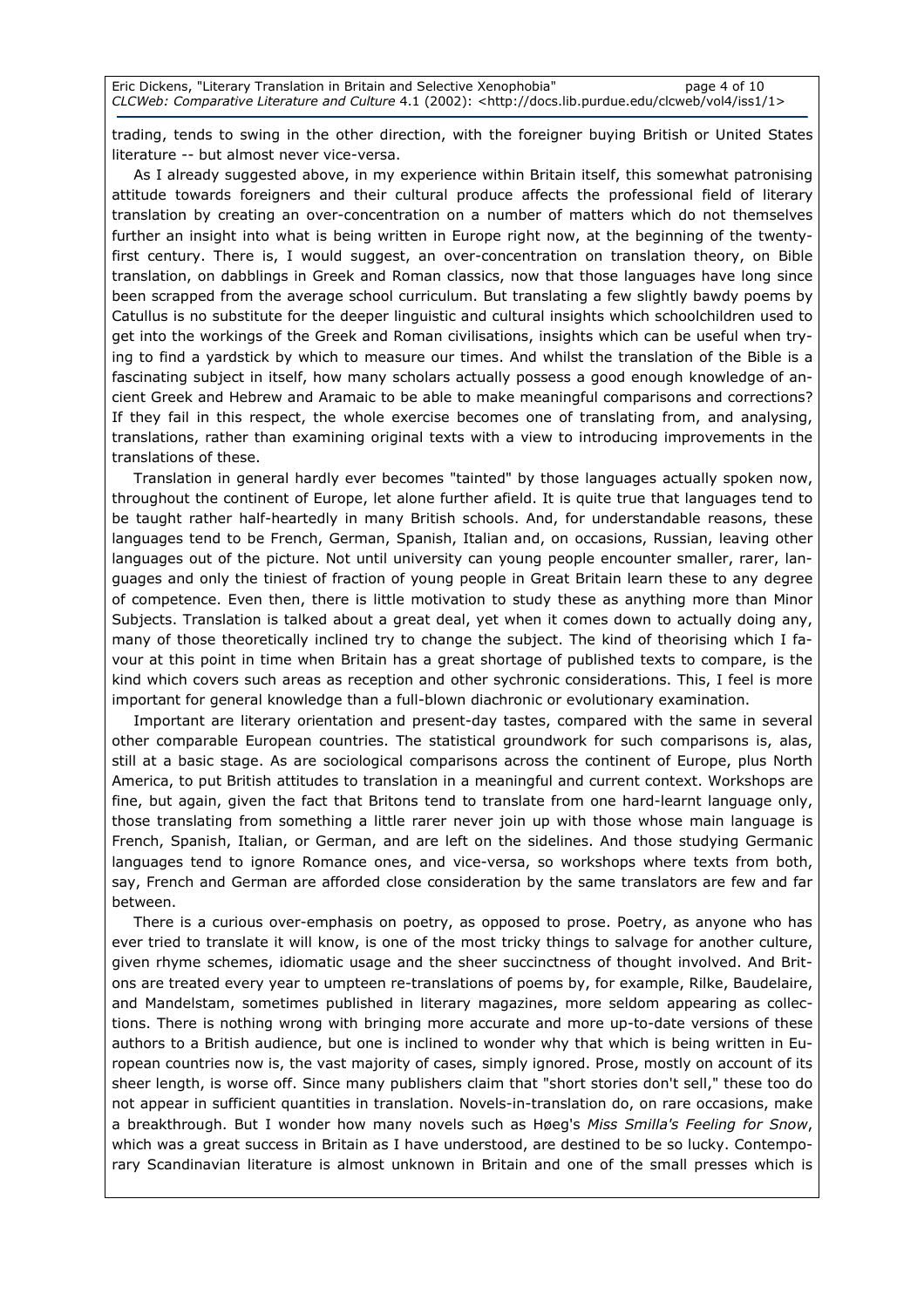trading, tends to swing in the other direction, with the foreigner buying British or United States literature -- but almost never vice-versa.

As I already suggested above, in my experience within Britain itself, this somewhat patronising attitude towards foreigners and their cultural produce affects the professional field of literary translation by creating an over-concentration on a number of matters which do not themselves further an insight into what is being written in Europe right now, at the beginning of the twenty-first century. There is, I would suggest, an over-concentration on translation theory, on Bible translation, on dabblings in Greek and Roman classics, now that those languages have long since been scrapped from the average school curriculum. But translating a few slightly bawdy poems by Catullus is no substitute for the deeper linguistic and cultural insights which schoolchildren used to get into the workings of the Greek and Roman civilisations, insights which can be useful when trying to find a yardstick by which to measure our times. And whilst the translation of the Bible is a fascinating subject in itself, how many scholars actually possess a good enough knowledge of ancient Greek and Hebrew and Aramaic to be able to make meaningful comparisons and corrections? If they fail in this respect, the whole exercise becomes one of translating from, and analysing, translations, rather than examining original texts with a view to introducing improvements in the translations of these.

Translation in general hardly ever becomes "tainted" by those languages actually spoken now, throughout the continent of Europe, let alone further afield. It is quite true that languages tend to be taught rather half-heartedly in many British schools. And, for understandable reasons, these languages tend to be French, German, Spanish, Italian and, on occasions, Russian, leaving other languages out of the picture. Not until university can young people encounter smaller, rarer, languages and only the tiniest of fraction of young people in Great Britain learn these to any degree of competence. Even then, there is little motivation to study these as anything more than Minor Subjects. Translation is talked about a great deal, yet when it comes down to actually doing any, many of those theoretically inclined try to change the subject. The kind of theorising which I favour at this point in time when Britain has a great shortage of published texts to compare, is the kind which covers such areas as reception and other sychronic considerations. This, I feel is more important for general knowledge than a full-blown diachronic or evolutionary examination.

Important are literary orientation and present-day tastes, compared with the same in several other comparable European countries. The statistical groundwork for such comparisons is, alas, still at a basic stage. As are sociological comparisons across the continent of Europe, plus North America, to put British attitudes to translation in a meaningful and current context. Workshops are fine, but again, given the fact that Britons tend to translate from one hard-learnt language only, those translating from something a little rarer never join up with those whose main language is French, Spanish, Italian, or German, and are left on the sidelines. And those studying Germanic languages tend to ignore Romance ones, and vice-versa, so workshops where texts from both, say, French and German are afforded close consideration by the same translators are few and far between.

There is a curious over-emphasis on poetry, as opposed to prose. Poetry, as anyone who has ever tried to translate it will know, is one of the most tricky things to salvage for another culture, given rhyme schemes, idiomatic usage and the sheer succinctness of thought involved. And Britons are treated every year to umpteen re-translations of poems by, for example, Rilke, Baudelaire, and Mandelstam, sometimes published in literary magazines, more seldom appearing as collections. There is nothing wrong with bringing more accurate and more up-to-date versions of these authors to a British audience, but one is inclined to wonder why that which is being written in European countries now is, the vast majority of cases, simply ignored. Prose, mostly on account of its sheer length, is worse off. Since many publishers claim that "short stories don't sell," these too do not appear in sufficient quantities in translation. Novels-in-translation do, on rare occasions, make a breakthrough. But I wonder how many novels such as Høeg's *Miss Smilla's Feeling for Snow*, which was a great success in Britain as I have understood, are destined to be so lucky. Contemporary Scandinavian literature is almost unknown in Britain and one of the small presses which is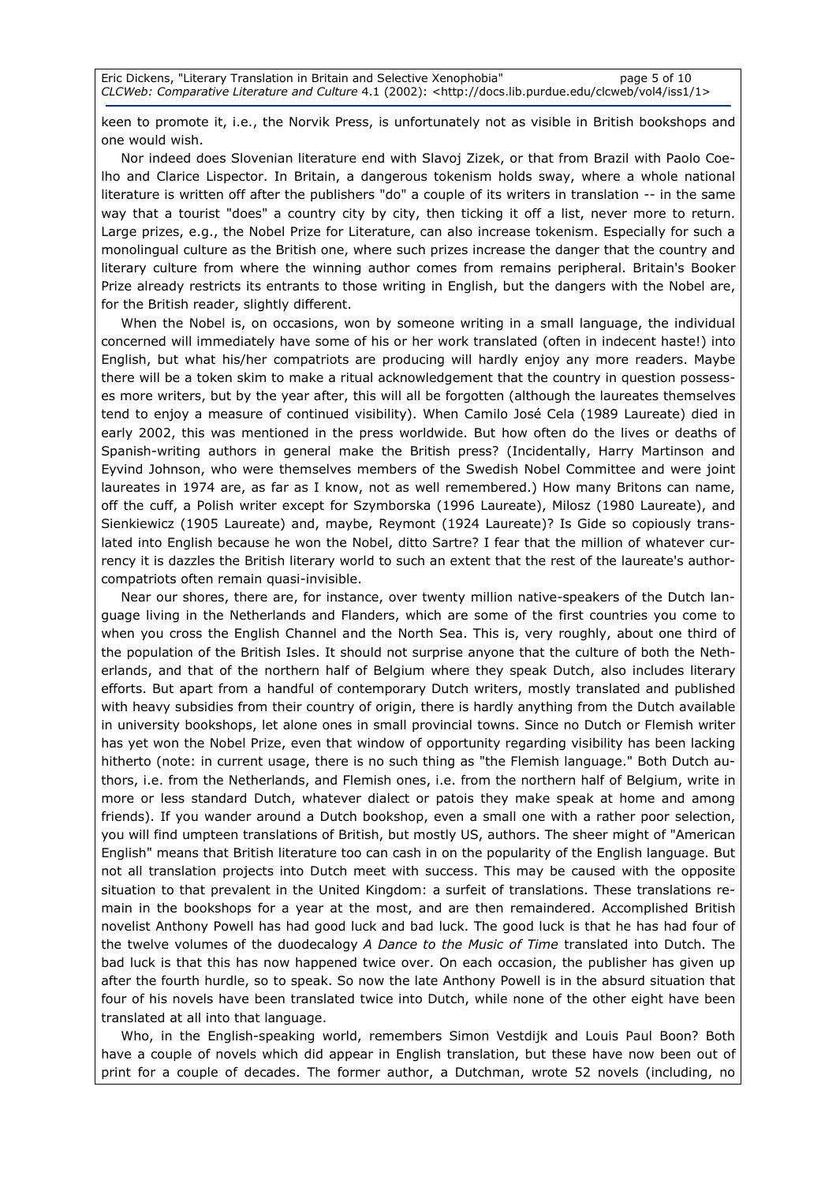keen to promote it, i.e., the Norvik Press, is unfortunately not as visible in British bookshops and one would wish.

Nor indeed does Slovenian literature end with Slavoj Zizek, or that from Brazil with Paolo Coelho and Clarice Lispector. In Britain, a dangerous tokenism holds sway, where a whole national literature is written off after the publishers "do" a couple of its writers in translation -- in the same way that a tourist "does" a country city by city, then ticking it off a list, never more to return. Large prizes, e.g., the Nobel Prize for Literature, can also increase tokenism. Especially for such a monolingual culture as the British one, where such prizes increase the danger that the country and literary culture from where the winning author comes from remains peripheral. Britain's Booker Prize already restricts its entrants to those writing in English, but the dangers with the Nobel are, for the British reader, slightly different.

When the Nobel is, on occasions, won by someone writing in a small language, the individual concerned will immediately have some of his or her work translated (often in indecent haste!) into English, but what his/her compatriots are producing will hardly enjoy any more readers. Maybe there will be a token skim to make a ritual acknowledgement that the country in question possesses more writers, but by the year after, this will all be forgotten (although the laureates themselves tend to enjoy a measure of continued visibility). When Camilo José Cela (1989 Laureate) died in early 2002, this was mentioned in the press worldwide. But how often do the lives or deaths of Spanish-writing authors in general make the British press? (Incidentally, Harry Martinson and Eyvind Johnson, who were themselves members of the Swedish Nobel Committee and were joint laureates in 1974 are, as far as I know, not as well remembered.) How many Britons can name, off the cuff, a Polish writer except for Szymborska (1996 Laureate), Milosz (1980 Laureate), and Sienkiewicz (1905 Laureate) and, maybe, Reymont (1924 Laureate)? Is Gide so copiously translated into English because he won the Nobel, ditto Sartre? I fear that the million of whatever currency it is dazzles the British literary world to such an extent that the rest of the laureate's author-compatriots often remain quasi-invisible.

Near our shores, there are, for instance, over twenty million native-speakers of the Dutch language living in the Netherlands and Flanders, which are some of the first countries you come to when you cross the English Channel and the North Sea. This is, very roughly, about one third of the population of the British Isles. It should not surprise anyone that the culture of both the Netherlands, and that of the northern half of Belgium where they speak Dutch, also includes literary efforts. But apart from a handful of contemporary Dutch writers, mostly translated and published with heavy subsidies from their country of origin, there is hardly anything from the Dutch available in university bookshops, let alone ones in small provincial towns. Since no Dutch or Flemish writer has yet won the Nobel Prize, even that window of opportunity regarding visibility has been lacking hitherto (note: in current usage, there is no such thing as "the Flemish language." Both Dutch authors, i.e. from the Netherlands, and Flemish ones, i.e. from the northern half of Belgium, write in more or less standard Dutch, whatever dialect or patois they make speak at home and among friends). If you wander around a Dutch bookshop, even a small one with a rather poor selection, you will find umpteen translations of British, but mostly US, authors. The sheer might of "American English" means that British literature too can cash in on the popularity of the English language. But not all translation projects into Dutch meet with success. This may be caused with the opposite situation to that prevalent in the United Kingdom: a surfeit of translations. These translations remain in the bookshops for a year at the most, and are then remaindered. Accomplished British novelist Anthony Powell has had good luck and bad luck. The good luck is that he has had four of the twelve volumes of the duodecalogy *A Dance to the Music of Time* translated into Dutch. The bad luck is that this has now happened twice over. On each occasion, the publisher has given up after the fourth hurdle, so to speak. So now the late Anthony Powell is in the absurd situation that four of his novels have been translated twice into Dutch, while none of the other eight have been translated at all into that language.

Who, in the English-speaking world, remembers Simon Vestdijk and Louis Paul Boon? Both have a couple of novels which did appear in English translation, but these have now been out of print for a couple of decades. The former author, a Dutchman, wrote 52 novels (including, no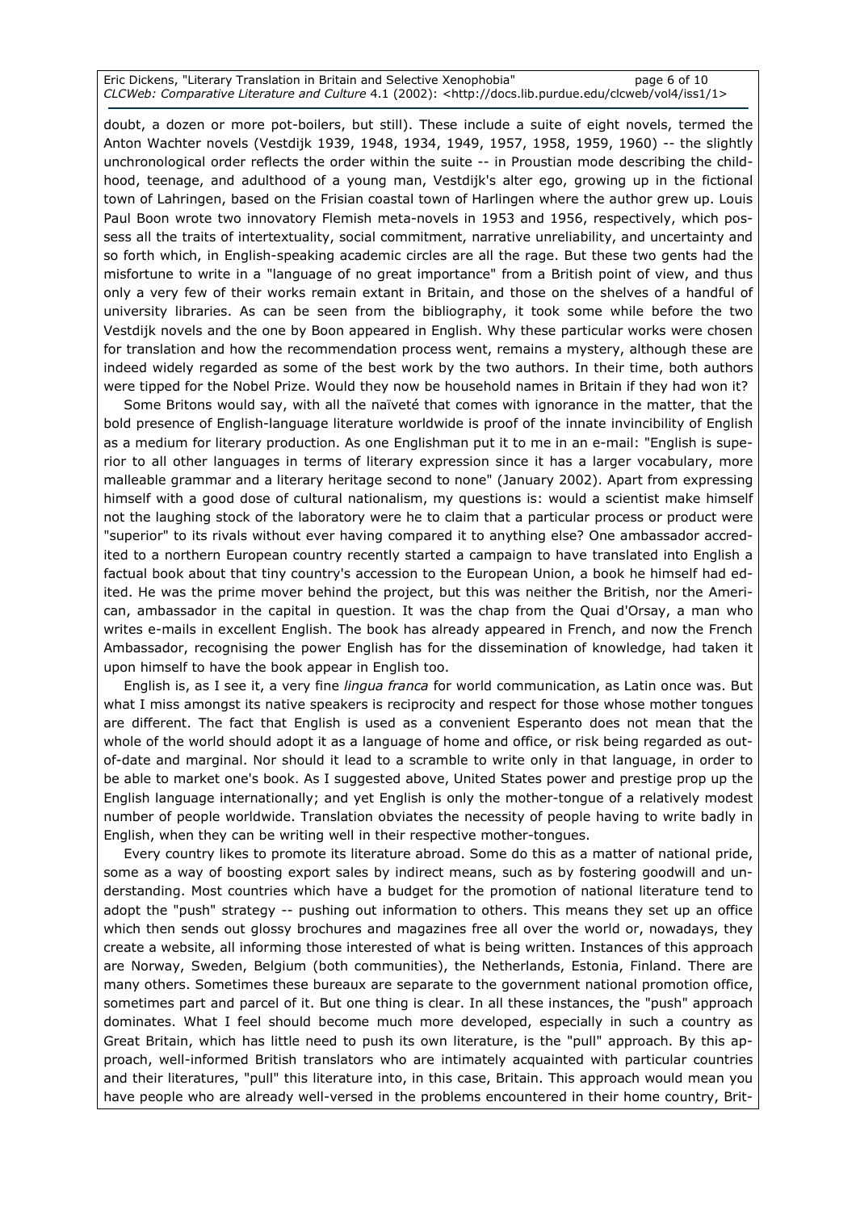doubt, a dozen or more pot-boilers, but still). These include a suite of eight novels, termed the Anton Wachter novels (Vestdijk 1939, 1948, 1934, 1949, 1957, 1958, 1959, 1960) -- the slightly unchronological order reflects the order within the suite -- in Proustian mode describing the childhood, teenage, and adulthood of a young man, Vestdijk's alter ego, growing up in the fictional town of Lahringen, based on the Frisian coastal town of Harlingen where the author grew up. Louis Paul Boon wrote two innovatory Flemish meta-novels in 1953 and 1956, respectively, which possess all the traits of intertextuality, social commitment, narrative unreliability, and uncertainty and so forth which, in English-speaking academic circles are all the rage. But these two gents had the misfortune to write in a "language of no great importance" from a British point of view, and thus only a very few of their works remain extant in Britain, and those on the shelves of a handful of university libraries. As can be seen from the bibliography, it took some while before the two Vestdijk novels and the one by Boon appeared in English. Why these particular works were chosen for translation and how the recommendation process went, remains a mystery, although these are indeed widely regarded as some of the best work by the two authors. In their time, both authors were tipped for the Nobel Prize. Would they now be household names in Britain if they had won it?

Some Britons would say, with all the naïveté that comes with ignorance in the matter, that the bold presence of English-language literature worldwide is proof of the innate invincibility of English as a medium for literary production. As one Englishman put it to me in an e-mail: "English is superior to all other languages in terms of literary expression since it has a larger vocabulary, more malleable grammar and a literary heritage second to none" (January 2002). Apart from expressing himself with a good dose of cultural nationalism, my questions is: would a scientist make himself not the laughing stock of the laboratory were he to claim that a particular process or product were "superior" to its rivals without ever having compared it to anything else? One ambassador accredited to a northern European country recently started a campaign to have translated into English a factual book about that tiny country's accession to the European Union, a book he himself had edited. He was the prime mover behind the project, but this was neither the British, nor the American, ambassador in the capital in question. It was the chap from the Quai d'Orsay, a man who writes e-mails in excellent English. The book has already appeared in French, and now the French Ambassador, recognising the power English has for the dissemination of knowledge, had taken it upon himself to have the book appear in English too.

English is, as I see it, a very fine *lingua franca* for world communication, as Latin once was. But what I miss amongst its native speakers is reciprocity and respect for those whose mother tongues are different. The fact that English is used as a convenient Esperanto does not mean that the whole of the world should adopt it as a language of home and office, or risk being regarded as out-of-date and marginal. Nor should it lead to a scramble to write only in that language, in order to be able to market one's book. As I suggested above, United States power and prestige prop up the English language internationally; and yet English is only the mother-tongue of a relatively modest number of people worldwide. Translation obviates the necessity of people having to write badly in English, when they can be writing well in their respective mother-tongues.

Every country likes to promote its literature abroad. Some do this as a matter of national pride, some as a way of boosting export sales by indirect means, such as by fostering goodwill and understanding. Most countries which have a budget for the promotion of national literature tend to adopt the "push" strategy -- pushing out information to others. This means they set up an office which then sends out glossy brochures and magazines free all over the world or, nowadays, they create a website, all informing those interested of what is being written. Instances of this approach are Norway, Sweden, Belgium (both communities), the Netherlands, Estonia, Finland. There are many others. Sometimes these bureaux are separate to the government national promotion office, sometimes part and parcel of it. But one thing is clear. In all these instances, the "push" approach dominates. What I feel should become much more developed, especially in such a country as Great Britain, which has little need to push its own literature, is the "pull" approach. By this approach, well-informed British translators who are intimately acquainted with particular countries and their literatures, "pull" this literature into, in this case, Britain. This approach would mean you have people who are already well-versed in the problems encountered in their home country, Brit-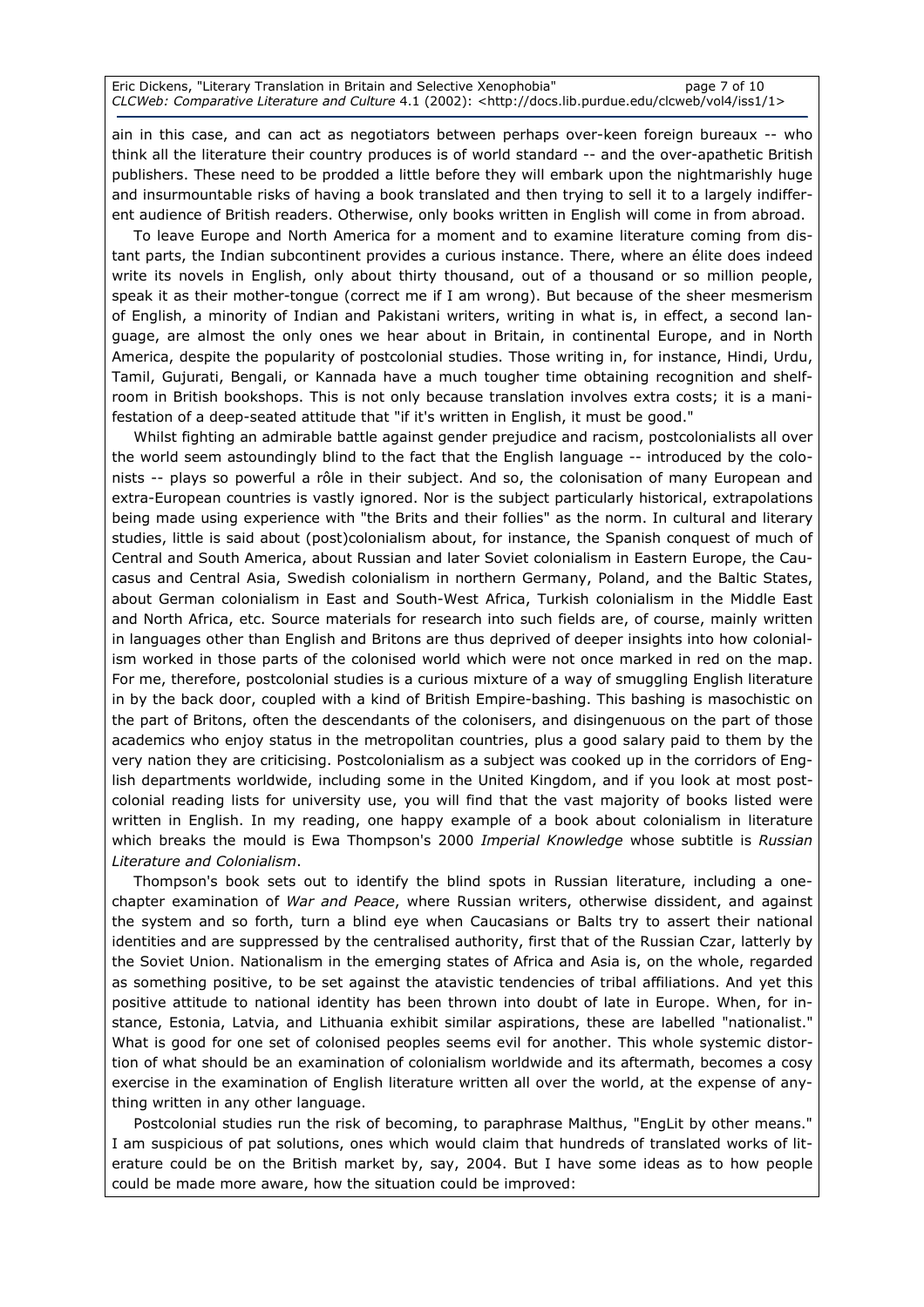ain in this case, and can act as negotiators between perhaps over-keen foreign bureaux -- who think all the literature their country produces is of world standard -- and the over-apathetic British publishers. These need to be prodded a little before they will embark upon the nightmarishly huge and insurmountable risks of having a book translated and then trying to sell it to a largely indifferent audience of British readers. Otherwise, only books written in English will come in from abroad.

To leave Europe and North America for a moment and to examine literature coming from distant parts, the Indian subcontinent provides a curious instance. There, where an élite does indeed write its novels in English, only about thirty thousand, out of a thousand or so million people, speak it as their mother-tongue (correct me if I am wrong). But because of the sheer mesmerism of English, a minority of Indian and Pakistani writers, writing in what is, in effect, a second language, are almost the only ones we hear about in Britain, in continental Europe, and in North America, despite the popularity of postcolonial studies. Those writing in, for instance, Hindi, Urdu, Tamil, Gujurati, Bengali, or Kannada have a much tougher time obtaining recognition and shelf-room in British bookshops. This is not only because translation involves extra costs; it is a manifestation of a deep-seated attitude that "if it's written in English, it must be good."

Whilst fighting an admirable battle against gender prejudice and racism, postcolonialists all over the world seem astoundingly blind to the fact that the English language -- introduced by the colonists -- plays so powerful a rôle in their subject. And so, the colonisation of many European and extra-European countries is vastly ignored. Nor is the subject particularly historical, extrapolations being made using experience with "the Brits and their follies" as the norm. In cultural and literary studies, little is said about (post)colonialism about, for instance, the Spanish conquest of much of Central and South America, about Russian and later Soviet colonialism in Eastern Europe, the Caucasus and Central Asia, Swedish colonialism in northern Germany, Poland, and the Baltic States, about German colonialism in East and South-West Africa, Turkish colonialism in the Middle East and North Africa, etc. Source materials for research into such fields are, of course, mainly written in languages other than English and Britons are thus deprived of deeper insights into how colonialism worked in those parts of the colonised world which were not once marked in red on the map. For me, therefore, postcolonial studies is a curious mixture of a way of smuggling English literature in by the back door, coupled with a kind of British Empire-bashing. This bashing is masochistic on the part of Britons, often the descendants of the colonisers, and disingenuous on the part of those academics who enjoy status in the metropolitan countries, plus a good salary paid to them by the very nation they are criticising. Postcolonialism as a subject was cooked up in the corridors of English departments worldwide, including some in the United Kingdom, and if you look at most postcolonial reading lists for university use, you will find that the vast majority of books listed were written in English. In my reading, one happy example of a book about colonialism in literature which breaks the mould is Ewa Thompson's 2000 *Imperial Knowledge* whose subtitle is *Russian Literature and Colonialism*.

Thompson's book sets out to identify the blind spots in Russian literature, including a one-chapter examination of *War and Peace*, where Russian writers, otherwise dissident, and against the system and so forth, turn a blind eye when Caucasians or Balts try to assert their national identities and are suppressed by the centralised authority, first that of the Russian Czar, latterly by the Soviet Union. Nationalism in the emerging states of Africa and Asia is, on the whole, regarded as something positive, to be set against the atavistic tendencies of tribal affiliations. And yet this positive attitude to national identity has been thrown into doubt of late in Europe. When, for instance, Estonia, Latvia, and Lithuania exhibit similar aspirations, these are labelled "nationalist." What is good for one set of colonised peoples seems evil for another. This whole systemic distortion of what should be an examination of colonialism worldwide and its aftermath, becomes a cosy exercise in the examination of English literature written all over the world, at the expense of anything written in any other language.

Postcolonial studies run the risk of becoming, to paraphrase Malthus, "EngLit by other means." I am suspicious of pat solutions, ones which would claim that hundreds of translated works of literature could be on the British market by, say, 2004. But I have some ideas as to how people could be made more aware, how the situation could be improved: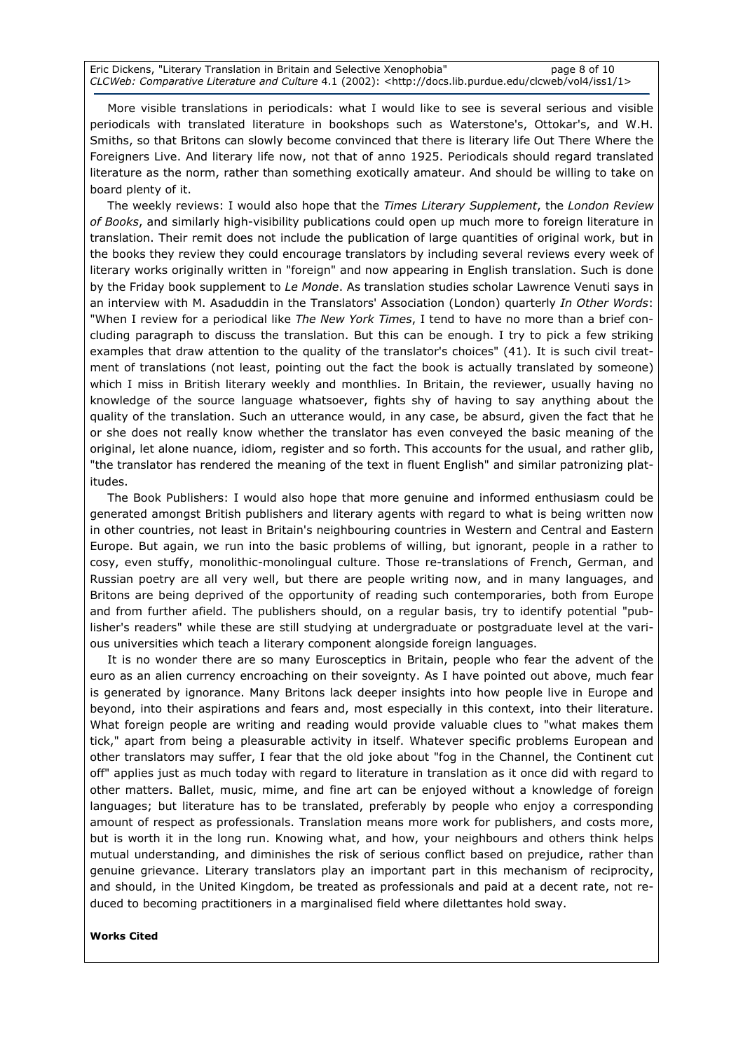More visible translations in periodicals: what I would like to see is several serious and visible periodicals with translated literature in bookshops such as Waterstone's, Ottokar's, and W.H. Smiths, so that Britons can slowly become convinced that there is literary life Out There Where the Foreigners Live. And literary life now, not that of anno 1925. Periodicals should regard translated literature as the norm, rather than something exotically amateur. And should be willing to take on board plenty of it.

The weekly reviews: I would also hope that the *Times Literary Supplement*, the *London Review of Books*, and similarly high-visibility publications could open up much more to foreign literature in translation. Their remit does not include the publication of large quantities of original work, but in the books they review they could encourage translators by including several reviews every week of literary works originally written in "foreign" and now appearing in English translation. Such is done by the Friday book supplement to *Le Monde*. As translation studies scholar Lawrence Venuti says in an interview with M. Asaduddin in the Translators' Association (London) quarterly *In Other Words*: "When I review for a periodical like *The New York Times*, I tend to have no more than a brief concluding paragraph to discuss the translation. But this can be enough. I try to pick a few striking examples that draw attention to the quality of the translator's choices" (41). It is such civil treatment of translations (not least, pointing out the fact the book is actually translated by someone) which I miss in British literary weekly and monthlies. In Britain, the reviewer, usually having no knowledge of the source language whatsoever, fights shy of having to say anything about the quality of the translation. Such an utterance would, in any case, be absurd, given the fact that he or she does not really know whether the translator has even conveyed the basic meaning of the original, let alone nuance, idiom, register and so forth. This accounts for the usual, and rather glib, "the translator has rendered the meaning of the text in fluent English" and similar patronizing platitudes.

The Book Publishers: I would also hope that more genuine and informed enthusiasm could be generated amongst British publishers and literary agents with regard to what is being written now in other countries, not least in Britain's neighbouring countries in Western and Central and Eastern Europe. But again, we run into the basic problems of willing, but ignorant, people in a rather to cosy, even stuffy, monolithic-monolingual culture. Those re-translations of French, German, and Russian poetry are all very well, but there are people writing now, and in many languages, and Britons are being deprived of the opportunity of reading such contemporaries, both from Europe and from further afield. The publishers should, on a regular basis, try to identify potential "publisher's readers" while these are still studying at undergraduate or postgraduate level at the various universities which teach a literary component alongside foreign languages.

It is no wonder there are so many Eurosceptics in Britain, people who fear the advent of the euro as an alien currency encroaching on their soveignty. As I have pointed out above, much fear is generated by ignorance. Many Britons lack deeper insights into how people live in Europe and beyond, into their aspirations and fears and, most especially in this context, into their literature. What foreign people are writing and reading would provide valuable clues to "what makes them tick," apart from being a pleasurable activity in itself. Whatever specific problems European and other translators may suffer, I fear that the old joke about "fog in the Channel, the Continent cut off" applies just as much today with regard to literature in translation as it once did with regard to other matters. Ballet, music, mime, and fine art can be enjoyed without a knowledge of foreign languages; but literature has to be translated, preferably by people who enjoy a corresponding amount of respect as professionals. Translation means more work for publishers, and costs more, but is worth it in the long run. Knowing what, and how, your neighbours and others think helps mutual understanding, and diminishes the risk of serious conflict based on prejudice, rather than genuine grievance. Literary translators play an important part in this mechanism of reciprocity, and should, in the United Kingdom, be treated as professionals and paid at a decent rate, not reduced to becoming practitioners in a marginalised field where dilettantes hold sway.

**Works Cited**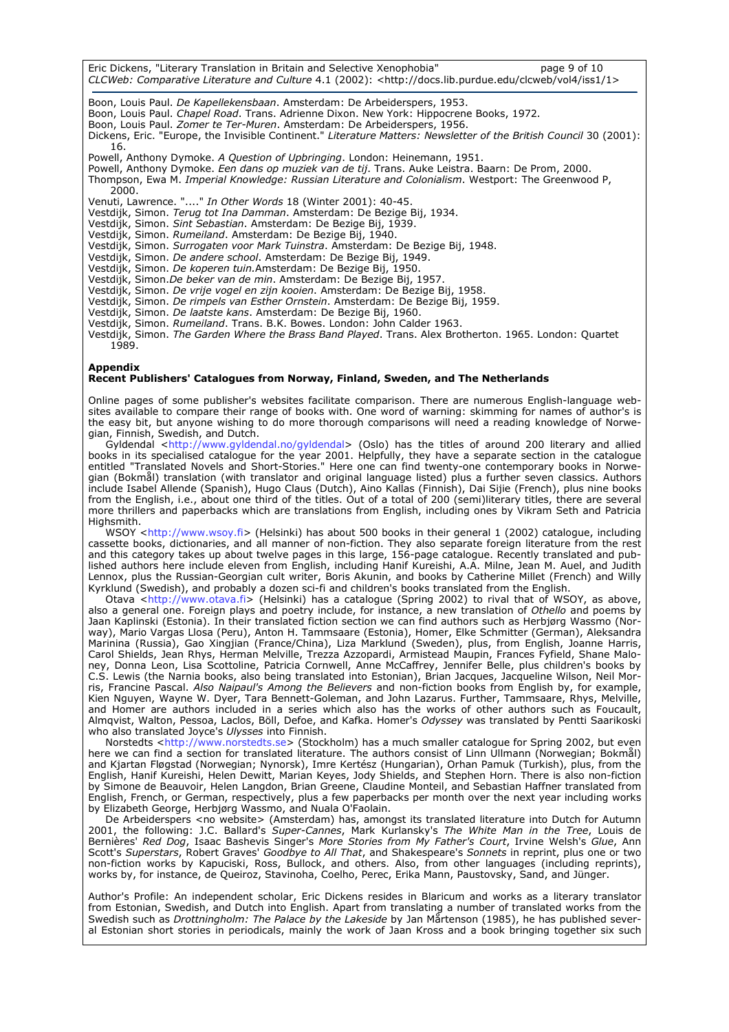Boon, Louis Paul. *De Kapellekensbaan*. Amsterdam: De Arbeiderspers, 1953.

Boon, Louis Paul. *Chapel Road*. Trans. Adrienne Dixon. New York: Hippocrene Books, 1972.

Boon, Louis Paul. *Zomer te Ter-Muren*. Amsterdam: De Arbeiderspers, 1956.

Dickens, Eric. "Europe, the Invisible Continent." *Literature Matters: Newsletter of the British Council* 30 (2001): 16.

Powell, Anthony Dymoke. *A Question of Upbringing*. London: Heinemann, 1951.

Powell, Anthony Dymoke. *Een dans op muziek van de tij*. Trans. Auke Leistra. Baarn: De Prom, 2000.

Thompson, Ewa M. *Imperial Knowledge: Russian Literature and Colonialism*. Westport: The Greenwood P, 2000.

Venuti, Lawrence. "...." *In Other Words* 18 (Winter 2001): 40-45.

Vestdijk, Simon. *Terug tot Ina Damman*. Amsterdam: De Bezige Bij, 1934.

Vestdijk, Simon. *Sint Sebastian*. Amsterdam: De Bezige Bij, 1939.

Vestdijk, Simon. *Rumeiland*. Amsterdam: De Bezige Bij, 1940.

Vestdijk, Simon. *Surrogaten voor Mark Tuinstra*. Amsterdam: De Bezige Bij, 1948.

Vestdijk, Simon. *De andere school*. Amsterdam: De Bezige Bij, 1949.

Vestdijk, Simon. *De koperen tuin*.Amsterdam: De Bezige Bij, 1950.

Vestdijk, Simon.*De beker van de min*. Amsterdam: De Bezige Bij, 1957.

Vestdijk, Simon. *De vrije vogel en zijn kooien*. Amsterdam: De Bezige Bij, 1958.

Vestdijk, Simon. *De rimpels van Esther Ornstein*. Amsterdam: De Bezige Bij, 1959.

Vestdijk, Simon. *De laatste kans*. Amsterdam: De Bezige Bij, 1960.

Vestdijk, Simon. *Rumeiland*. Trans. B.K. Bowes. London: John Calder 1963.

Vestdijk, Simon. *The Garden Where the Brass Band Played*. Trans. Alex Brotherton. 1965. London: Quartet 1989.

**Appendix**
**Recent Publishers' Catalogues from Norway, Finland, Sweden, and The Netherlands**

Online pages of some publisher's websites facilitate comparison. There are numerous English-language websites available to compare their range of books with. One word of warning: skimming for names of author's is the easy bit, but anyone wishing to do more thorough comparisons will need a reading knowledge of Norwegian, Finnish, Swedish, and Dutch.

Gyldendal <http://www.gyldendal.no/gyldendal> (Oslo) has the titles of around 200 literary and allied books in its specialised catalogue for the year 2001. Helpfully, they have a separate section in the catalogue entitled "Translated Novels and Short-Stories." Here one can find twenty-one contemporary books in Norwegian (Bokmål) translation (with translator and original language listed) plus a further seven classics. Authors include Isabel Allende (Spanish), Hugo Claus (Dutch), Aino Kallas (Finnish), Dai Sijie (French), plus nine books from the English, i.e., about one third of the titles. Out of a total of 200 (semi)literary titles, there are several more thrillers and paperbacks which are translations from English, including ones by Vikram Seth and Patricia Highsmith.

WSOY <http://www.wsoy.fi> (Helsinki) has about 500 books in their general 1 (2002) catalogue, including cassette books, dictionaries, and all manner of non-fiction. They also separate foreign literature from the rest and this category takes up about twelve pages in this large, 156-page catalogue. Recently translated and published authors here include eleven from English, including Hanif Kureishi, A.A. Milne, Jean M. Auel, and Judith Lennox, plus the Russian-Georgian cult writer, Boris Akunin, and books by Catherine Millet (French) and Willy Kyrklund (Swedish), and probably a dozen sci-fi and children's books translated from the English.

Otava <http://www.otava.fi> (Helsinki) has a catalogue (Spring 2002) to rival that of WSOY, as above, also a general one. Foreign plays and poetry include, for instance, a new translation of *Othello* and poems by Jaan Kaplinski (Estonia). In their translated fiction section we can find authors such as Herbjørg Wassmo (Norway), Mario Vargas Llosa (Peru), Anton H. Tammsaare (Estonia), Homer, Elke Schmitter (German), Aleksandra Marinina (Russia), Gao Xingjian (France/China), Liza Marklund (Sweden), plus, from English, Joanne Harris, Carol Shields, Jean Rhys, Herman Melville, Trezza Azzopardi, Armistead Maupin, Frances Fyfield, Shane Maloney, Donna Leon, Lisa Scottoline, Patricia Cornwell, Anne McCaffrey, Jennifer Belle, plus children's books by C.S. Lewis (the Narnia books, also being translated into Estonian), Brian Jacques, Jacqueline Wilson, Neil Morris, Francine Pascal. *Also Naipaul's Among the Believers* and non-fiction books from English by, for example, Kien Nguyen, Wayne W. Dyer, Tara Bennett-Goleman, and John Lazarus. Further, Tammsaare, Rhys, Melville, and Homer are authors included in a series which also has the works of other authors such as Foucault, Almqvist, Walton, Pessoa, Laclos, Böll, Defoe, and Kafka. Homer's *Odyssey* was translated by Pentti Saarikoski who also translated Joyce's *Ulysses* into Finnish.

Norstedts <http://www.norstedts.se> (Stockholm) has a much smaller catalogue for Spring 2002, but even here we can find a section for translated literature. The authors consist of Linn Ullmann (Norwegian; Bokmål) and Kjartan Fløgstad (Norwegian; Nynorsk), Imre Kertész (Hungarian), Orhan Pamuk (Turkish), plus, from the English, Hanif Kureishi, Helen Dewitt, Marian Keyes, Jody Shields, and Stephen Horn. There is also non-fiction by Simone de Beauvoir, Helen Langdon, Brian Greene, Claudine Monteil, and Sebastian Haffner translated from English, French, or German, respectively, plus a few paperbacks per month over the next year including works by Elizabeth George, Herbjørg Wassmo, and Nuala O'Faolain.

De Arbeiderspers <no website> (Amsterdam) has, amongst its translated literature into Dutch for Autumn 2001, the following: J.C. Ballard's *Super-Cannes*, Mark Kurlansky's *The White Man in the Tree*, Louis de Bernières' *Red Dog*, Isaac Bashevis Singer's *More Stories from My Father's Court*, Irvine Welsh's *Glue*, Ann Scott's *Superstars*, Robert Graves' *Goodbye to All That*, and Shakespeare's *Sonnets* in reprint, plus one or two non-fiction works by Kapuciski, Ross, Bullock, and others. Also, from other languages (including reprints), works by, for instance, de Queiroz, Stavinoha, Coelho, Perec, Erika Mann, Paustovsky, Sand, and Jünger.

Author's Profile: An independent scholar, Eric Dickens resides in Blaricum and works as a literary translator from Estonian, Swedish, and Dutch into English. Apart from translating a number of translated works from the Swedish such as *Drottningholm: The Palace by the Lakeside* by Jan Mårtenson (1985), he has published several Estonian short stories in periodicals, mainly the work of Jaan Kross and a book bringing together six such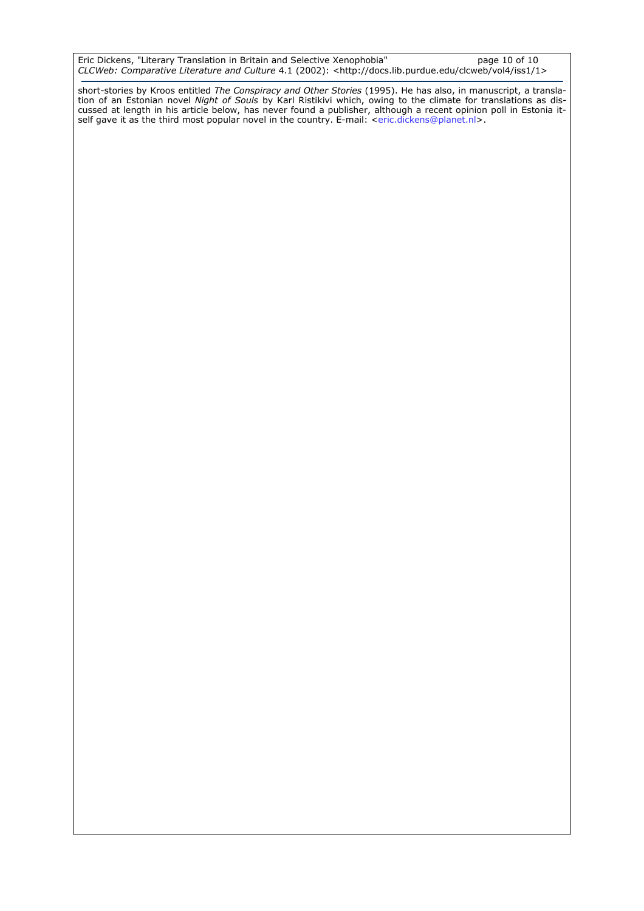short-stories by Kroos entitled *The Conspiracy and Other Stories* (1995). He has also, in manuscript, a translation of an Estonian novel *Night of Souls* by Karl Ristikivi which, owing to the climate for translations as discussed at length in his article below, has never found a publisher, although a recent opinion poll in Estonia itself gave it as the third most popular novel in the country. E-mail: <eric.dickens@planet.nl>.